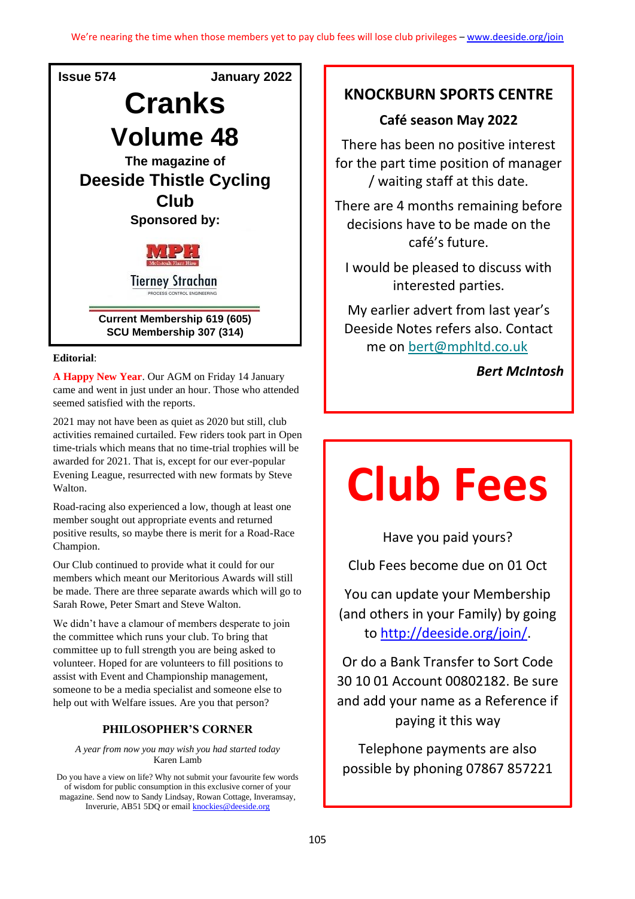We're nearing the time when those members yet to pay club fees will lose club privileges – [www.deeside.org/join](http://www.deeside.org/join)

**Issue 574** **January 2022**

# Cranks
# Volume 48

**The magazine of**

## Deeside Thistle Cycling Club

**Sponsored by:**

MPH McIntosh Plant Hire

Tierney Strachan PROCESS CONTROL ENGINEERING

**Current Membership 619 (605)**
**SCU Membership 307 (314)**

**Editorial**:

**A Happy New Year**. Our AGM on Friday 14 January came and went in just under an hour. Those who attended seemed satisfied with the reports.

2021 may not have been as quiet as 2020 but still, club activities remained curtailed. Few riders took part in Open time-trials which means that no time-trial trophies will be awarded for 2021. That is, except for our ever-popular Evening League, resurrected with new formats by Steve Walton.

Road-racing also experienced a low, though at least one member sought out appropriate events and returned positive results, so maybe there is merit for a Road-Race Champion.

Our Club continued to provide what it could for our members which meant our Meritorious Awards will still be made. There are three separate awards which will go to Sarah Rowe, Peter Smart and Steve Walton.

We didn't have a clamour of members desperate to join the committee which runs your club. To bring that committee up to full strength you are being asked to volunteer. Hoped for are volunteers to fill positions to assist with Event and Championship management, someone to be a media specialist and someone else to help out with Welfare issues. Are you that person?

### PHILOSOPHER'S CORNER

*A year from now you may wish you had started today*
Karen Lamb

Do you have a view on life? Why not submit your favourite few words of wisdom for public consumption in this exclusive corner of your magazine. Send now to Sandy Lindsay, Rowan Cottage, Inveramsay, Inverurie, AB51 5DQ or email [knockies@deeside.org](mailto:knockies@deeside.org)

## KNOCKBURN SPORTS CENTRE

**Café season May 2022**

There has been no positive interest for the part time position of manager / waiting staff at this date.

There are 4 months remaining before decisions have to be made on the café's future.

I would be pleased to discuss with interested parties.

My earlier advert from last year's Deeside Notes refers also. Contact me on [bert@mphltd.co.uk](mailto:bert@mphltd.co.uk)

***Bert McIntosh***

# Club Fees

Have you paid yours?

Club Fees become due on 01 Oct

You can update your Membership (and others in your Family) by going to [http://deeside.org/join/](http://deeside.org/join/).

Or do a Bank Transfer to Sort Code 30 10 01 Account 00802182. Be sure and add your name as a Reference if paying it this way

Telephone payments are also possible by phoning 07867 857221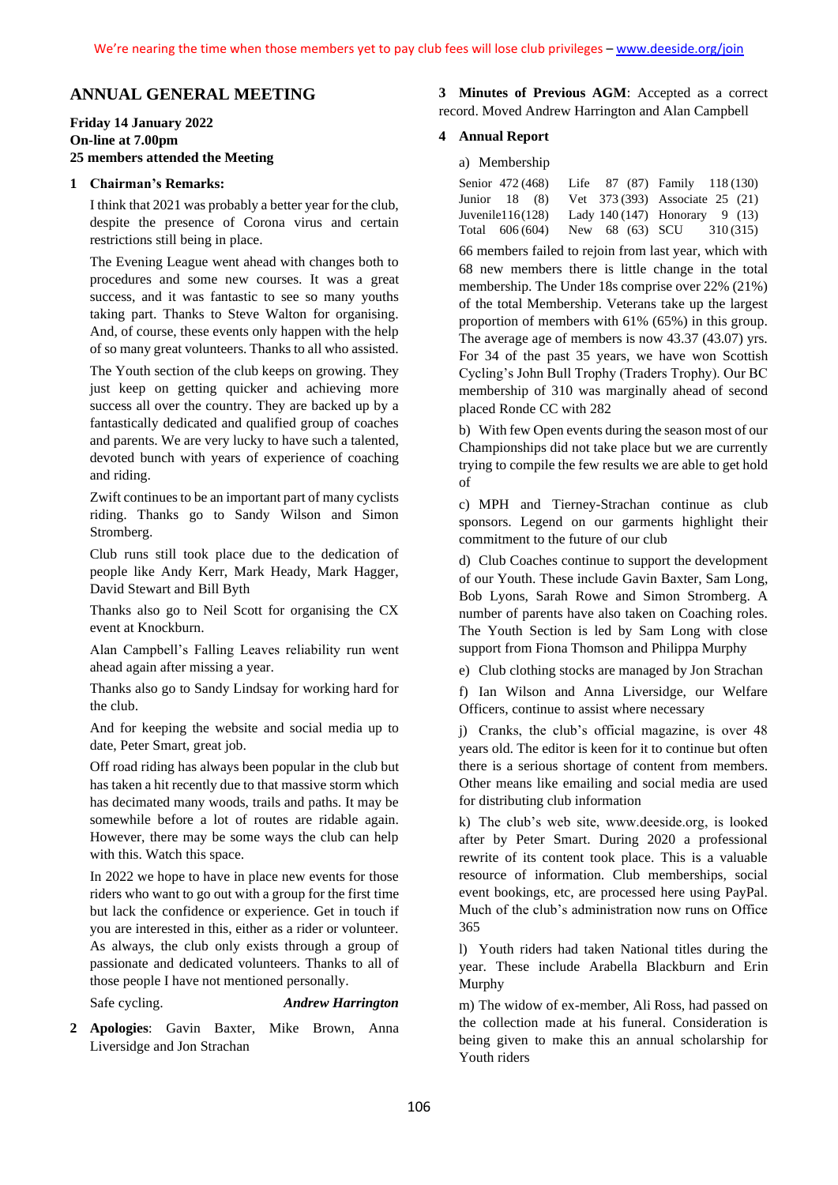We're nearing the time when those members yet to pay club fees will lose club privileges – www.deeside.org/join

## ANNUAL GENERAL MEETING

**Friday 14 January 2022**
**On-line at 7.00pm**
**25 members attended the Meeting**

### 1 Chairman's Remarks:

I think that 2021 was probably a better year for the club, despite the presence of Corona virus and certain restrictions still being in place.

The Evening League went ahead with changes both to procedures and some new courses. It was a great success, and it was fantastic to see so many youths taking part. Thanks to Steve Walton for organising. And, of course, these events only happen with the help of so many great volunteers. Thanks to all who assisted.

The Youth section of the club keeps on growing. They just keep on getting quicker and achieving more success all over the country. They are backed up by a fantastically dedicated and qualified group of coaches and parents. We are very lucky to have such a talented, devoted bunch with years of experience of coaching and riding.

Zwift continues to be an important part of many cyclists riding. Thanks go to Sandy Wilson and Simon Stromberg.

Club runs still took place due to the dedication of people like Andy Kerr, Mark Heady, Mark Hagger, David Stewart and Bill Byth

Thanks also go to Neil Scott for organising the CX event at Knockburn.

Alan Campbell's Falling Leaves reliability run went ahead again after missing a year.

Thanks also go to Sandy Lindsay for working hard for the club.

And for keeping the website and social media up to date, Peter Smart, great job.

Off road riding has always been popular in the club but has taken a hit recently due to that massive storm which has decimated many woods, trails and paths. It may be somewhile before a lot of routes are ridable again. However, there may be some ways the club can help with this. Watch this space.

In 2022 we hope to have in place new events for those riders who want to go out with a group for the first time but lack the confidence or experience. Get in touch if you are interested in this, either as a rider or volunteer. As always, the club only exists through a group of passionate and dedicated volunteers. Thanks to all of those people I have not mentioned personally.

Safe cycling. *Andrew Harrington*

### 2 Apologies

**Apologies**: Gavin Baxter, Mike Brown, Anna Liversidge and Jon Strachan

### 3 Minutes of Previous AGM

**Minutes of Previous AGM**: Accepted as a correct record. Moved Andrew Harrington and Alan Campbell

### 4 Annual Report

a) Membership

| | | | | | |
|---|---|---|---|---|---|
| Senior | 472 (468) | Life | 87 (87) | Family | 118 (130) |
| Junior | 18 (8) | Vet | 373 (393) | Associate | 25 (21) |
| Juvenile | 116 (128) | Lady | 140 (147) | Honorary | 9 (13) |
| Total | 606 (604) | New | 68 (63) | SCU | 310 (315) |

66 members failed to rejoin from last year, which with 68 new members there is little change in the total membership. The Under 18s comprise over 22% (21%) of the total Membership. Veterans take up the largest proportion of members with 61% (65%) in this group. The average age of members is now 43.37 (43.07) yrs. For 34 of the past 35 years, we have won Scottish Cycling's John Bull Trophy (Traders Trophy). Our BC membership of 310 was marginally ahead of second placed Ronde CC with 282

b) With few Open events during the season most of our Championships did not take place but we are currently trying to compile the few results we are able to get hold of

c) MPH and Tierney-Strachan continue as club sponsors. Legend on our garments highlight their commitment to the future of our club

d) Club Coaches continue to support the development of our Youth. These include Gavin Baxter, Sam Long, Bob Lyons, Sarah Rowe and Simon Stromberg. A number of parents have also taken on Coaching roles. The Youth Section is led by Sam Long with close support from Fiona Thomson and Philippa Murphy

e) Club clothing stocks are managed by Jon Strachan

f) Ian Wilson and Anna Liversidge, our Welfare Officers, continue to assist where necessary

j) Cranks, the club's official magazine, is over 48 years old. The editor is keen for it to continue but often there is a serious shortage of content from members. Other means like emailing and social media are used for distributing club information

k) The club's web site, www.deeside.org, is looked after by Peter Smart. During 2020 a professional rewrite of its content took place. This is a valuable resource of information. Club memberships, social event bookings, etc, are processed here using PayPal. Much of the club's administration now runs on Office 365

l) Youth riders had taken National titles during the year. These include Arabella Blackburn and Erin Murphy

m) The widow of ex-member, Ali Ross, had passed on the collection made at his funeral. Consideration is being given to make this an annual scholarship for Youth riders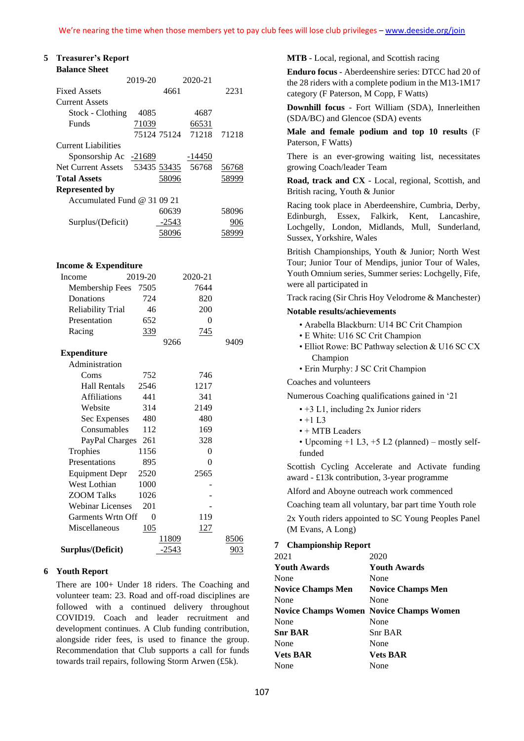We're nearing the time when those members yet to pay club fees will lose club privileges – www.deeside.org/join

## 5 Treasurer's Report

**Balance Sheet**

| | 2019-20 | | 2020-21 | |
|---|---|---|---|---|
| Fixed Assets | | 4661 | | 2231 |
| Current Assets | | | | |
| Stock - Clothing | 4085 | | 4687 | |
| Funds | 71039 | | 66531 | |
| | 75124 | 75124 | 71218 | 71218 |
| Current Liabilities | | | | |
| Sponsorship Ac | -21689 | | -14450 | |
| Net Current Assets | 53435 | 53435 | 56768 | 56768 |
| **Total Assets** | | 58096 | | 58999 |
| **Represented by** | | | | |
| Accumulated Fund @ 31 09 21 | | | | |
| | | 60639 | | 58096 |
| Surplus/(Deficit) | | -2543 | | 906 |
| | | 58096 | | 58999 |

**Income & Expenditure**

| Income | 2019-20 | | 2020-21 | |
|---|---|---|---|---|
| Membership Fees | 7505 | | 7644 | |
| Donations | 724 | | 820 | |
| Reliability Trial | 46 | | 200 | |
| Presentation | 652 | | 0 | |
| Racing | 339 | | 745 | |
| | | 9266 | | 9409 |
| **Expenditure** | | | | |
| Administration | | | | |
| Coms | 752 | | 746 | |
| Hall Rentals | 2546 | | 1217 | |
| Affiliations | 441 | | 341 | |
| Website | 314 | | 2149 | |
| Sec Expenses | 480 | | 480 | |
| Consumables | 112 | | 169 | |
| PayPal Charges | 261 | | 328 | |
| Trophies | 1156 | | 0 | |
| Presentations | 895 | | 0 | |
| Equipment Depr | 2520 | | 2565 | |
| West Lothian | 1000 | | - | |
| ZOOM Talks | 1026 | | - | |
| Webinar Licenses | 201 | | - | |
| Garments Wrtn Off | 0 | | 119 | |
| Miscellaneous | 105 | | 127 | |
| | | 11809 | | 8506 |
| **Surplus/(Deficit)** | | -2543 | | 903 |

## 6 Youth Report

There are 100+ Under 18 riders. The Coaching and volunteer team: 23. Road and off-road disciplines are followed with a continued delivery throughout COVID19. Coach and leader recruitment and development continues. A Club funding contribution, alongside rider fees, is used to finance the group. Recommendation that Club supports a call for funds towards trail repairs, following Storm Arwen (£5k).

**MTB** - Local, regional, and Scottish racing

**Enduro focus** - Aberdeenshire series: DTCC had 20 of the 28 riders with a complete podium in the M13-1M17 category (F Paterson, M Copp, F Watts)

**Downhill focus** - Fort William (SDA), Innerleithen (SDA/BC) and Glencoe (SDA) events

**Male and female podium and top 10 results** (F Paterson, F Watts)

There is an ever-growing waiting list, necessitates growing Coach/leader Team

**Road, track and CX** - Local, regional, Scottish, and British racing, Youth & Junior

Racing took place in Aberdeenshire, Cumbria, Derby, Edinburgh, Essex, Falkirk, Kent, Lancashire, Lochgelly, London, Midlands, Mull, Sunderland, Sussex, Yorkshire, Wales

British Championships, Youth & Junior; North West Tour; Junior Tour of Mendips, junior Tour of Wales, Youth Omnium series, Summer series: Lochgelly, Fife, were all participated in

Track racing (Sir Chris Hoy Velodrome & Manchester)

**Notable results/achievements**

- Arabella Blackburn: U14 BC Crit Champion
- E White: U16 SC Crit Champion
- Elliot Rowe: BC Pathway selection & U16 SC CX Champion
- Erin Murphy: J SC Crit Champion

Coaches and volunteers

Numerous Coaching qualifications gained in '21

- +3 L1, including 2x Junior riders
- +1 L3
- + MTB Leaders
- Upcoming +1 L3, +5 L2 (planned) – mostly self-funded

Scottish Cycling Accelerate and Activate funding award - £13k contribution, 3-year programme

Alford and Aboyne outreach work commenced

Coaching team all voluntary, bar part time Youth role

2x Youth riders appointed to SC Young Peoples Panel (M Evans, A Long)

## 7 Championship Report

| 2021 | 2020 |
|---|---|
| **Youth Awards** | **Youth Awards** |
| None | None |
| **Novice Champs Men** | **Novice Champs Men** |
| None | None |
| **Novice Champs Women** | **Novice Champs Women** |
| None | None |
| **Snr BAR** | Snr BAR |
| None | None |
| **Vets BAR** | **Vets BAR** |
| None | None |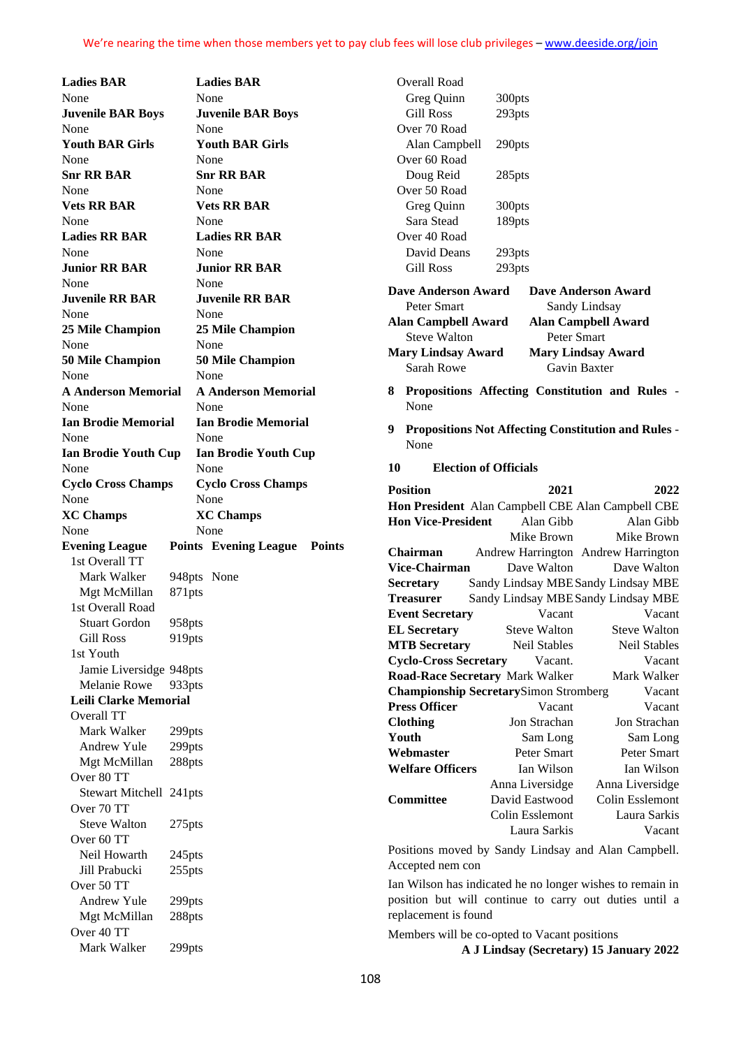We're nearing the time when those members yet to pay club fees will lose club privileges – www.deeside.org/join

| | | | |
|---|---|---|---|
| **Ladies BAR** | | **Ladies BAR** | |
| None | | None | |
| **Juvenile BAR Boys** | | **Juvenile BAR Boys** | |
| None | | None | |
| **Youth BAR Girls** | | **Youth BAR Girls** | |
| None | | None | |
| **Snr RR BAR** | | **Snr RR BAR** | |
| None | | None | |
| **Vets RR BAR** | | **Vets RR BAR** | |
| None | | None | |
| **Ladies RR BAR** | | **Ladies RR BAR** | |
| None | | None | |
| **Junior RR BAR** | | **Junior RR BAR** | |
| None | | None | |
| **Juvenile RR BAR** | | **Juvenile RR BAR** | |
| None | | None | |
| **25 Mile Champion** | | **25 Mile Champion** | |
| None | | None | |
| **50 Mile Champion** | | **50 Mile Champion** | |
| None | | None | |
| **A Anderson Memorial** | | **A Anderson Memorial** | |
| None | | None | |
| **Ian Brodie Memorial** | | **Ian Brodie Memorial** | |
| None | | None | |
| **Ian Brodie Youth Cup** | | **Ian Brodie Youth Cup** | |
| None | | None | |
| **Cyclo Cross Champs** | | **Cyclo Cross Champs** | |
| None | | None | |
| **XC Champs** | | **XC Champs** | |
| None | | None | |
| **Evening League** | **Points** | **Evening League** | **Points** |
| 1st Overall TT | | | |
| Mark Walker | 948pts | None | |
| Mgt McMillan | 871pts | | |
| 1st Overall Road | | | |
| Stuart Gordon | 958pts | | |
| Gill Ross | 919pts | | |
| 1st Youth | | | |
| Jamie Liversidge | 948pts | | |
| Melanie Rowe | 933pts | | |
| **Leili Clarke Memorial** | | | |
| Overall TT | | | |
| Mark Walker | 299pts | | |
| Andrew Yule | 299pts | | |
| Mgt McMillan | 288pts | | |
| Over 80 TT | | | |
| Stewart Mitchell | 241pts | | |
| Over 70 TT | | | |
| Steve Walton | 275pts | | |
| Over 60 TT | | | |
| Neil Howarth | 245pts | | |
| Jill Prabucki | 255pts | | |
| Over 50 TT | | | |
| Andrew Yule | 299pts | | |
| Mgt McMillan | 288pts | | |
| Over 40 TT | | | |
| Mark Walker | 299pts | | |
| Overall Road | | | |
| Greg Quinn | 300pts | | |
| Gill Ross | 293pts | | |
| Over 70 Road | | | |
| Alan Campbell | 290pts | | |
| Over 60 Road | | | |
| Doug Reid | 285pts | | |
| Over 50 Road | | | |
| Greg Quinn | 300pts | | |
| Sara Stead | 189pts | | |
| Over 40 Road | | | |
| David Deans | 293pts | | |
| Gill Ross | 293pts | | |
| **Dave Anderson Award** | | **Dave Anderson Award** | |
| Peter Smart | | Sandy Lindsay | |
| **Alan Campbell Award** | | **Alan Campbell Award** | |
| Steve Walton | | Peter Smart | |
| **Mary Lindsay Award** | | **Mary Lindsay Award** | |
| Sarah Rowe | | Gavin Baxter | |

**8 Propositions Affecting Constitution and Rules** - None

**9 Propositions Not Affecting Constitution and Rules** - None

**10 Election of Officials**

| Position | 2021 | 2022 |
|---|---|---|
| **Hon President** | Alan Campbell CBE | Alan Campbell CBE |
| **Hon Vice-President** | Alan Gibb | Alan Gibb |
| | Mike Brown | Mike Brown |
| **Chairman** | Andrew Harrington | Andrew Harrington |
| **Vice-Chairman** | Dave Walton | Dave Walton |
| **Secretary** | Sandy Lindsay MBE | Sandy Lindsay MBE |
| **Treasurer** | Sandy Lindsay MBE | Sandy Lindsay MBE |
| **Event Secretary** | Vacant | Vacant |
| **EL Secretary** | Steve Walton | Steve Walton |
| **MTB Secretary** | Neil Stables | Neil Stables |
| **Cyclo-Cross Secretary** | Vacant. | Vacant |
| **Road-Race Secretary** | Mark Walker | Mark Walker |
| **Championship Secretary** | Simon Stromberg | Vacant |
| **Press Officer** | Vacant | Vacant |
| **Clothing** | Jon Strachan | Jon Strachan |
| **Youth** | Sam Long | Sam Long |
| **Webmaster** | Peter Smart | Peter Smart |
| **Welfare Officers** | Ian Wilson | Ian Wilson |
| | Anna Liversidge | Anna Liversidge |
| **Committee** | David Eastwood | Colin Esslemont |
| | Colin Esslemont | Laura Sarkis |
| | Laura Sarkis | Vacant |

Positions moved by Sandy Lindsay and Alan Campbell. Accepted nem con

Ian Wilson has indicated he no longer wishes to remain in position but will continue to carry out duties until a replacement is found

Members will be co-opted to Vacant positions

**A J Lindsay (Secretary) 15 January 2022**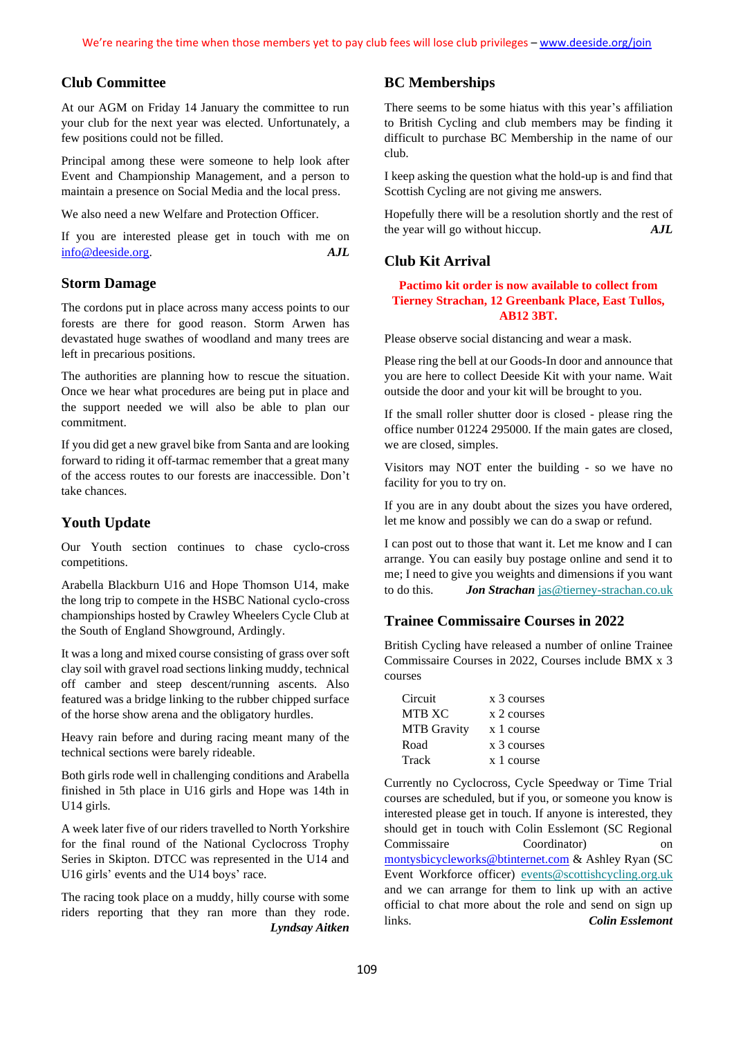We're nearing the time when those members yet to pay club fees will lose club privileges – www.deeside.org/join

## Club Committee

At our AGM on Friday 14 January the committee to run your club for the next year was elected. Unfortunately, a few positions could not be filled.

Principal among these were someone to help look after Event and Championship Management, and a person to maintain a presence on Social Media and the local press.

We also need a new Welfare and Protection Officer.

If you are interested please get in touch with me on info@deeside.org. ***AJL***

## Storm Damage

The cordons put in place across many access points to our forests are there for good reason. Storm Arwen has devastated huge swathes of woodland and many trees are left in precarious positions.

The authorities are planning how to rescue the situation. Once we hear what procedures are being put in place and the support needed we will also be able to plan our commitment.

If you did get a new gravel bike from Santa and are looking forward to riding it off-tarmac remember that a great many of the access routes to our forests are inaccessible. Don't take chances.

## Youth Update

Our Youth section continues to chase cyclo-cross competitions.

Arabella Blackburn U16 and Hope Thomson U14, make the long trip to compete in the HSBC National cyclo-cross championships hosted by Crawley Wheelers Cycle Club at the South of England Showground, Ardingly.

It was a long and mixed course consisting of grass over soft clay soil with gravel road sections linking muddy, technical off camber and steep descent/running ascents. Also featured was a bridge linking to the rubber chipped surface of the horse show arena and the obligatory hurdles.

Heavy rain before and during racing meant many of the technical sections were barely rideable.

Both girls rode well in challenging conditions and Arabella finished in 5th place in U16 girls and Hope was 14th in U14 girls.

A week later five of our riders travelled to North Yorkshire for the final round of the National Cyclocross Trophy Series in Skipton. DTCC was represented in the U14 and U16 girls' events and the U14 boys' race.

The racing took place on a muddy, hilly course with some riders reporting that they ran more than they rode. ***Lyndsay Aitken***

## BC Memberships

There seems to be some hiatus with this year's affiliation to British Cycling and club members may be finding it difficult to purchase BC Membership in the name of our club.

I keep asking the question what the hold-up is and find that Scottish Cycling are not giving me answers.

Hopefully there will be a resolution shortly and the rest of the year will go without hiccup. ***AJL***

## Club Kit Arrival

**Pactimo kit order is now available to collect from Tierney Strachan, 12 Greenbank Place, East Tullos, AB12 3BT.**

Please observe social distancing and wear a mask.

Please ring the bell at our Goods-In door and announce that you are here to collect Deeside Kit with your name. Wait outside the door and your kit will be brought to you.

If the small roller shutter door is closed - please ring the office number 01224 295000. If the main gates are closed, we are closed, simples.

Visitors may NOT enter the building - so we have no facility for you to try on.

If you are in any doubt about the sizes you have ordered, let me know and possibly we can do a swap or refund.

I can post out to those that want it. Let me know and I can arrange. You can easily buy postage online and send it to me; I need to give you weights and dimensions if you want to do this. ***Jon Strachan*** jas@tierney-strachan.co.uk

## Trainee Commissaire Courses in 2022

British Cycling have released a number of online Trainee Commissaire Courses in 2022, Courses include BMX x 3 courses

| | |
|---|---|
| Circuit | x 3 courses |
| MTB XC | x 2 courses |
| MTB Gravity | x 1 course |
| Road | x 3 courses |
| Track | x 1 course |

Currently no Cyclocross, Cycle Speedway or Time Trial courses are scheduled, but if you, or someone you know is interested please get in touch. If anyone is interested, they should get in touch with Colin Esslemont (SC Regional Commissaire Coordinator) on montysbicycleworks@btinternet.com & Ashley Ryan (SC Event Workforce officer) events@scottishcycling.org.uk and we can arrange for them to link up with an active official to chat more about the role and send on sign up links. ***Colin Esslemont***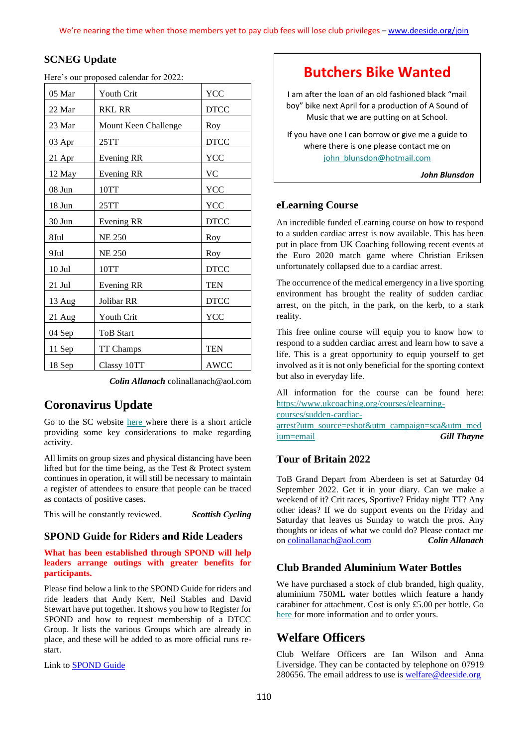We're nearing the time when those members yet to pay club fees will lose club privileges – www.deeside.org/join

## SCNEG Update

Here's our proposed calendar for 2022:

| | | |
|---|---|---|
| 05 Mar | Youth Crit | YCC |
| 22 Mar | RKL RR | DTCC |
| 23 Mar | Mount Keen Challenge | Roy |
| 03 Apr | 25TT | DTCC |
| 21 Apr | Evening RR | YCC |
| 12 May | Evening RR | VC |
| 08 Jun | 10TT | YCC |
| 18 Jun | 25TT | YCC |
| 30 Jun | Evening RR | DTCC |
| 8Jul | NE 250 | Roy |
| 9Jul | NE 250 | Roy |
| 10 Jul | 10TT | DTCC |
| 21 Jul | Evening RR | TEN |
| 13 Aug | Jolibar RR | DTCC |
| 21 Aug | Youth Crit | YCC |
| 04 Sep | ToB Start | |
| 11 Sep | TT Champs | TEN |
| 18 Sep | Classy 10TT | AWCC |

***Colin Allanach*** colinallanach@aol.com

## Coronavirus Update

Go to the SC website here where there is a short article providing some key considerations to make regarding activity.

All limits on group sizes and physical distancing have been lifted but for the time being, as the Test & Protect system continues in operation, it will still be necessary to maintain a register of attendees to ensure that people can be traced as contacts of positive cases.

This will be constantly reviewed. ***Scottish Cycling***

## SPOND Guide for Riders and Ride Leaders

**What has been established through SPOND will help leaders arrange outings with greater benefits for participants.**

Please find below a link to the SPOND Guide for riders and ride leaders that Andy Kerr, Neil Stables and David Stewart have put together. It shows you how to Register for SPOND and how to request membership of a DTCC Group. It lists the various Groups which are already in place, and these will be added to as more official runs re-start.

Link to SPOND Guide

## Butchers Bike Wanted

I am after the loan of an old fashioned black "mail boy" bike next April for a production of A Sound of Music that we are putting on at School.

If you have one I can borrow or give me a guide to where there is one please contact me on john_blunsdon@hotmail.com

***John Blunsdon***

## eLearning Course

An incredible funded eLearning course on how to respond to a sudden cardiac arrest is now available. This has been put in place from UK Coaching following recent events at the Euro 2020 match game where Christian Eriksen unfortunately collapsed due to a cardiac arrest.

The occurrence of the medical emergency in a live sporting environment has brought the reality of sudden cardiac arrest, on the pitch, in the park, on the kerb, to a stark reality.

This free online course will equip you to know how to respond to a sudden cardiac arrest and learn how to save a life. This is a great opportunity to equip yourself to get involved as it is not only beneficial for the sporting context but also in everyday life.

All information for the course can be found here: https://www.ukcoaching.org/courses/elearning-courses/sudden-cardiac-arrest?utm_source=eshot&utm_campaign=sca&utm_medium=email ***Gill Thayne***

## Tour of Britain 2022

ToB Grand Depart from Aberdeen is set at Saturday 04 September 2022. Get it in your diary. Can we make a weekend of it? Crit races, Sportive? Friday night TT? Any other ideas? If we do support events on the Friday and Saturday that leaves us Sunday to watch the pros. Any thoughts or ideas of what we could do? Please contact me on colinallanach@aol.com ***Colin Allanach***

## Club Branded Aluminium Water Bottles

We have purchased a stock of club branded, high quality, aluminium 750ML water bottles which feature a handy carabiner for attachment. Cost is only £5.00 per bottle. Go here for more information and to order yours.

## Welfare Officers

Club Welfare Officers are Ian Wilson and Anna Liversidge. They can be contacted by telephone on 07919 280656. The email address to use is welfare@deeside.org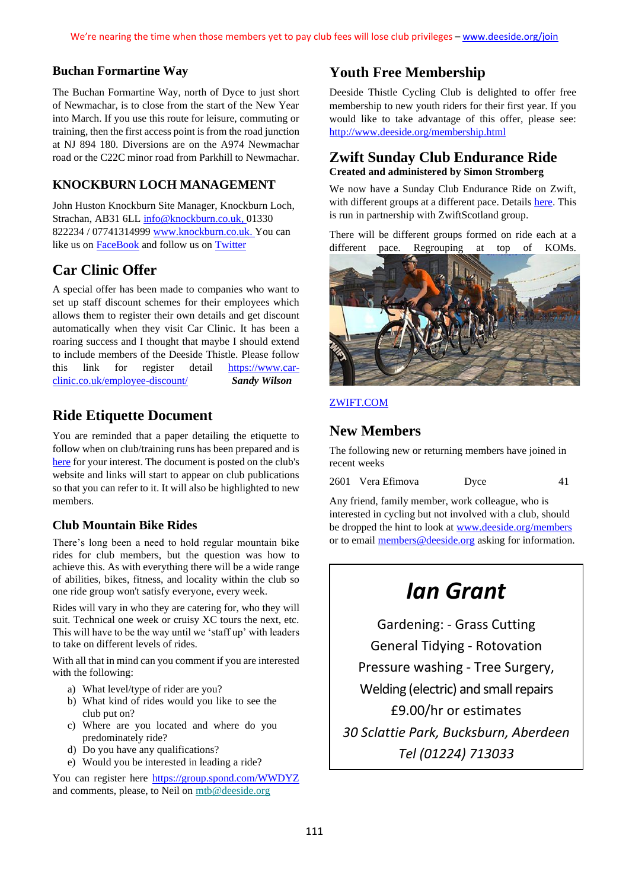We're nearing the time when those members yet to pay club fees will lose club privileges – www.deeside.org/join

### Buchan Formartine Way

The Buchan Formartine Way, north of Dyce to just short of Newmachar, is to close from the start of the New Year into March. If you use this route for leisure, commuting or training, then the first access point is from the road junction at NJ 894 180. Diversions are on the A974 Newmachar road or the C22C minor road from Parkhill to Newmachar.

### KNOCKBURN LOCH MANAGEMENT

John Huston Knockburn Site Manager, Knockburn Loch, Strachan, AB31 6LL info@knockburn.co.uk, 01330 822234 / 07741314999 www.knockburn.co.uk. You can like us on FaceBook and follow us on Twitter

## Car Clinic Offer

A special offer has been made to companies who want to set up staff discount schemes for their employees which allows them to register their own details and get discount automatically when they visit Car Clinic. It has been a roaring success and I thought that maybe I should extend to include members of the Deeside Thistle. Please follow this link for register detail https://www.car-clinic.co.uk/employee-discount/ ***Sandy Wilson***

## Ride Etiquette Document

You are reminded that a paper detailing the etiquette to follow when on club/training runs has been prepared and is here for your interest. The document is posted on the club's website and links will start to appear on club publications so that you can refer to it. It will also be highlighted to new members.

### Club Mountain Bike Rides

There's long been a need to hold regular mountain bike rides for club members, but the question was how to achieve this. As with everything there will be a wide range of abilities, bikes, fitness, and locality within the club so one ride group won't satisfy everyone, every week.

Rides will vary in who they are catering for, who they will suit. Technical one week or cruisy XC tours the next, etc. This will have to be the way until we 'staff up' with leaders to take on different levels of rides.

With all that in mind can you comment if you are interested with the following:

a) What level/type of rider are you?
b) What kind of rides would you like to see the club put on?
c) Where are you located and where do you predominately ride?
d) Do you have any qualifications?
e) Would you be interested in leading a ride?

You can register here https://group.spond.com/WWDYZ and comments, please, to Neil on mtb@deeside.org

## Youth Free Membership

Deeside Thistle Cycling Club is delighted to offer free membership to new youth riders for their first year. If you would like to take advantage of this offer, please see: http://www.deeside.org/membership.html

## Zwift Sunday Club Endurance Ride

**Created and administered by Simon Stromberg**

We now have a Sunday Club Endurance Ride on Zwift, with different groups at a different pace. Details here. This is run in partnership with ZwiftScotland group.

There will be different groups formed on ride each at a different pace. Regrouping at top of KOMs.

ZWIFT.COM

## New Members

The following new or returning members have joined in recent weeks

| 2601 | Vera Efimova | Dyce | 41 |
|---|---|---|---|

Any friend, family member, work colleague, who is interested in cycling but not involved with a club, should be dropped the hint to look at www.deeside.org/members or to email members@deeside.org asking for information.

***Ian Grant***

Gardening: - Grass Cutting
General Tidying - Rotovation
Pressure washing - Tree Surgery,
Welding (electric) and small repairs
£9.00/hr or estimates
*30 Sclattie Park, Bucksburn, Aberdeen*
*Tel (01224) 713033*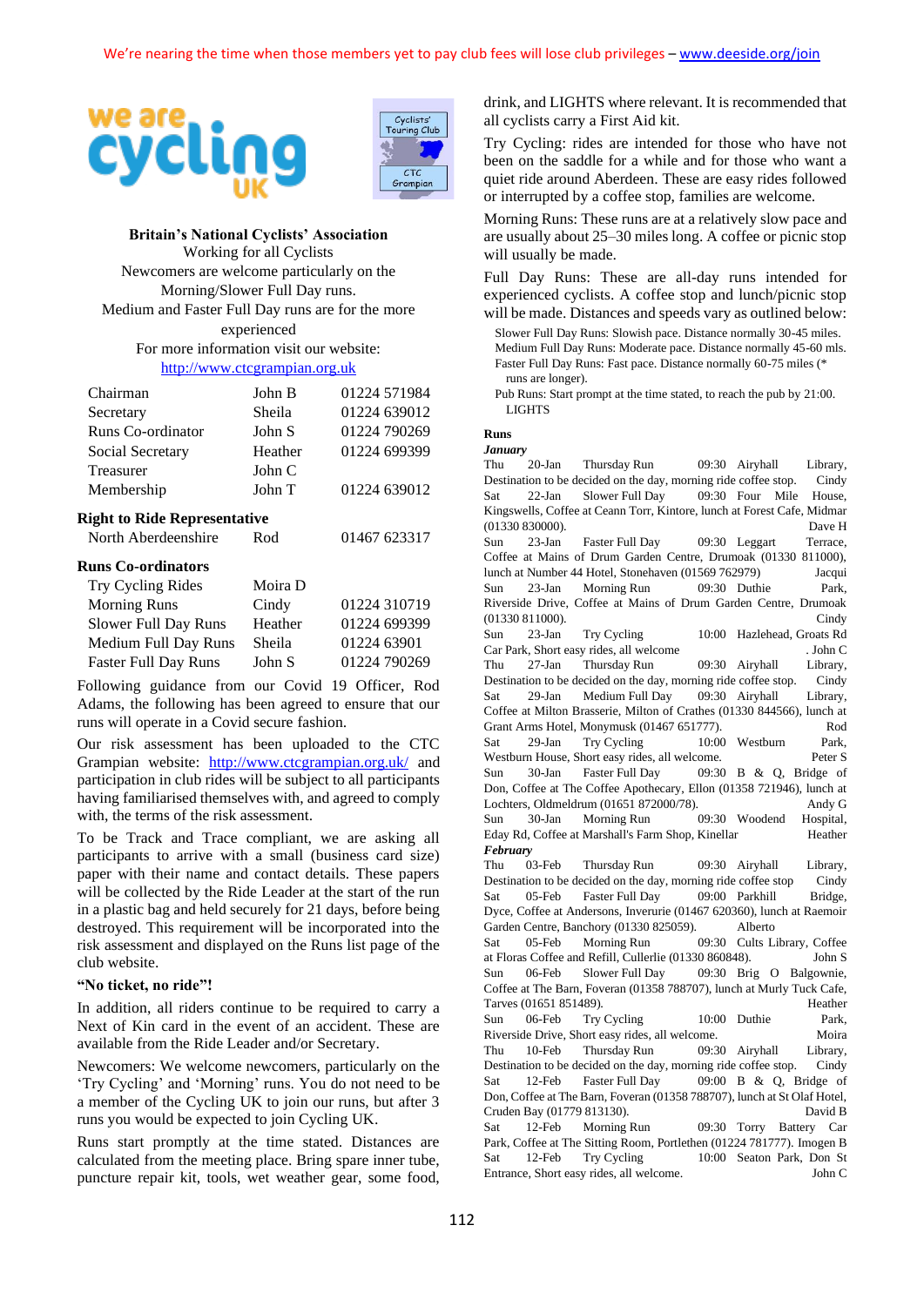We're nearing the time when those members yet to pay club fees will lose club privileges – www.deeside.org/join

we are cycling UK

Cyclists' Touring Club CTC Grampian

**Britain's National Cyclists' Association**
Working for all Cyclists
Newcomers are welcome particularly on the Morning/Slower Full Day runs.
Medium and Faster Full Day runs are for the more experienced
For more information visit our website:
http://www.ctcgrampian.org.uk

| | | |
|---|---|---|
| Chairman | John B | 01224 571984 |
| Secretary | Sheila | 01224 639012 |
| Runs Co-ordinator | John S | 01224 790269 |
| Social Secretary | Heather | 01224 699399 |
| Treasurer | John C | |
| Membership | John T | 01224 639012 |

**Right to Ride Representative**

| | | |
|---|---|---|
| North Aberdeenshire | Rod | 01467 623317 |

**Runs Co-ordinators**

| | | |
|---|---|---|
| Try Cycling Rides | Moira D | |
| Morning Runs | Cindy | 01224 310719 |
| Slower Full Day Runs | Heather | 01224 699399 |
| Medium Full Day Runs | Sheila | 01224 63901 |
| Faster Full Day Runs | John S | 01224 790269 |

Following guidance from our Covid 19 Officer, Rod Adams, the following has been agreed to ensure that our runs will operate in a Covid secure fashion.

Our risk assessment has been uploaded to the CTC Grampian website: http://www.ctcgrampian.org.uk/ and participation in club rides will be subject to all participants having familiarised themselves with, and agreed to comply with, the terms of the risk assessment.

To be Track and Trace compliant, we are asking all participants to arrive with a small (business card size) paper with their name and contact details. These papers will be collected by the Ride Leader at the start of the run in a plastic bag and held securely for 21 days, before being destroyed. This requirement will be incorporated into the risk assessment and displayed on the Runs list page of the club website.

**"No ticket, no ride"!**

In addition, all riders continue to be required to carry a Next of Kin card in the event of an accident. These are available from the Ride Leader and/or Secretary.

Newcomers: We welcome newcomers, particularly on the 'Try Cycling' and 'Morning' runs. You do not need to be a member of the Cycling UK to join our runs, but after 3 runs you would be expected to join Cycling UK.

Runs start promptly at the time stated. Distances are calculated from the meeting place. Bring spare inner tube, puncture repair kit, tools, wet weather gear, some food, drink, and LIGHTS where relevant. It is recommended that all cyclists carry a First Aid kit.

Try Cycling: rides are intended for those who have not been on the saddle for a while and for those who want a quiet ride around Aberdeen. These are easy rides followed or interrupted by a coffee stop, families are welcome.

Morning Runs: These runs are at a relatively slow pace and are usually about 25–30 miles long. A coffee or picnic stop will usually be made.

Full Day Runs: These are all-day runs intended for experienced cyclists. A coffee stop and lunch/picnic stop will be made. Distances and speeds vary as outlined below:

Slower Full Day Runs: Slowish pace. Distance normally 30-45 miles.
Medium Full Day Runs: Moderate pace. Distance normally 45-60 mls.
Faster Full Day Runs: Fast pace. Distance normally 60-75 miles (* runs are longer).
Pub Runs: Start prompt at the time stated, to reach the pub by 21:00. LIGHTS

**Runs**

***January***

Thu 20-Jan Thursday Run 09:30 Airyhall Library, Destination to be decided on the day, morning ride coffee stop. Cindy

Sat 22-Jan Slower Full Day 09:30 Four Mile House, Kingswells, Coffee at Ceann Torr, Kintore, lunch at Forest Cafe, Midmar (01330 830000). Dave H

Sun 23-Jan Faster Full Day 09:30 Leggart Terrace, Coffee at Mains of Drum Garden Centre, Drumoak (01330 811000), lunch at Number 44 Hotel, Stonehaven (01569 762979) Jacqui

Sun 23-Jan Morning Run 09:30 Duthie Park, Riverside Drive, Coffee at Mains of Drum Garden Centre, Drumoak (01330 811000). Cindy

Sun 23-Jan Try Cycling 10:00 Hazlehead, Groats Rd Car Park, Short easy rides, all welcome . John C

Thu 27-Jan Thursday Run 09:30 Airyhall Library, Destination to be decided on the day, morning ride coffee stop. Cindy

Sat 29-Jan Medium Full Day 09:30 Airyhall Library, Coffee at Milton Brasserie, Milton of Crathes (01330 844566), lunch at Grant Arms Hotel, Monymusk (01467 651777). Rod

Sat 29-Jan Try Cycling 10:00 Westburn Park, Westburn House, Short easy rides, all welcome. Peter S

Sun 30-Jan Faster Full Day 09:30 B & Q, Bridge of Don, Coffee at The Coffee Apothecary, Ellon (01358 721946), lunch at Lochters, Oldmeldrum (01651 872000/78). Andy G

Sun 30-Jan Morning Run 09:30 Woodend Hospital, Eday Rd, Coffee at Marshall's Farm Shop, Kinellar Heather

***February***

Thu 03-Feb Thursday Run 09:30 Airyhall Library, Destination to be decided on the day, morning ride coffee stop Cindy

Sat 05-Feb Faster Full Day 09:00 Parkhill Bridge, Dyce, Coffee at Andersons, Inverurie (01467 620360), lunch at Raemoir Garden Centre, Banchory (01330 825059). Alberto

Sat 05-Feb Morning Run 09:30 Cults Library, Coffee at Floras Coffee and Refill, Cullerlie (01330 860848). John S

Sun 06-Feb Slower Full Day 09:30 Brig O Balgownie, Coffee at The Barn, Foveran (01358 788707), lunch at Murly Tuck Cafe, Tarves (01651 851489). Heather

Sun 06-Feb Try Cycling 10:00 Duthie Park, Riverside Drive, Short easy rides, all welcome. Moira

Thu 10-Feb Thursday Run 09:30 Airyhall Library, Destination to be decided on the day, morning ride coffee stop. Cindy

Sat 12-Feb Faster Full Day 09:00 B & Q, Bridge of Don, Coffee at The Barn, Foveran (01358 788707), lunch at St Olaf Hotel, Cruden Bay (01779 813130). David B

Sat 12-Feb Morning Run 09:30 Torry Battery Car Park, Coffee at The Sitting Room, Portlethen (01224 781777). Imogen B

Sat 12-Feb Try Cycling 10:00 Seaton Park, Don St Entrance, Short easy rides, all welcome. John C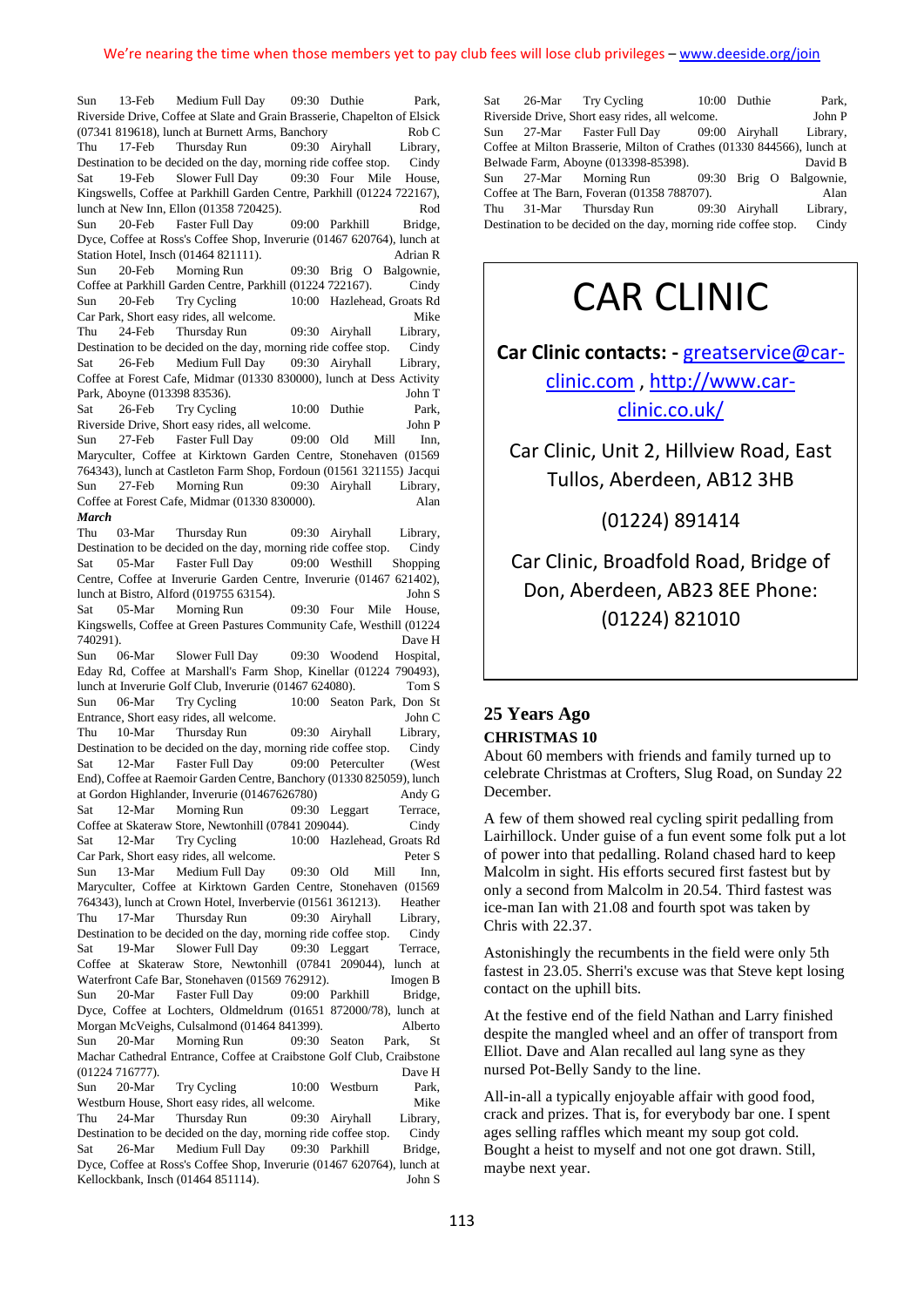We're nearing the time when those members yet to pay club fees will lose club privileges – www.deeside.org/join

Sun 13-Feb Medium Full Day 09:30 Duthie Park, Riverside Drive, Coffee at Slate and Grain Brasserie, Chapelton of Elsick (07341 819618), lunch at Burnett Arms, Banchory Rob C

Thu 17-Feb Thursday Run 09:30 Airyhall Library, Destination to be decided on the day, morning ride coffee stop. Cindy

Sat 19-Feb Slower Full Day 09:30 Four Mile House, Kingswells, Coffee at Parkhill Garden Centre, Parkhill (01224 722167), lunch at New Inn, Ellon (01358 720425). Rod

Sun 20-Feb Faster Full Day 09:00 Parkhill Bridge, Dyce, Coffee at Ross's Coffee Shop, Inverurie (01467 620764), lunch at Station Hotel, Insch (01464 821111). Adrian R

Sun 20-Feb Morning Run 09:30 Brig O Balgownie, Coffee at Parkhill Garden Centre, Parkhill (01224 722167). Cindy

Sun 20-Feb Try Cycling 10:00 Hazlehead, Groats Rd Car Park, Short easy rides, all welcome. Mike

Thu 24-Feb Thursday Run 09:30 Airyhall Library, Destination to be decided on the day, morning ride coffee stop. Cindy

Sat 26-Feb Medium Full Day 09:30 Airyhall Library, Coffee at Forest Cafe, Midmar (01330 830000), lunch at Dess Activity Park, Aboyne (013398 83536). John T

Sat 26-Feb Try Cycling 10:00 Duthie Park, Riverside Drive, Short easy rides, all welcome. John P

Sun 27-Feb Faster Full Day 09:00 Old Mill Inn, Maryculter, Coffee at Kirktown Garden Centre, Stonehaven (01569 764343), lunch at Castleton Farm Shop, Fordoun (01561 321155) Jacqui

Sun 27-Feb Morning Run 09:30 Airyhall Library, Coffee at Forest Cafe, Midmar (01330 830000). Alan

***March***

Thu 03-Mar Thursday Run 09:30 Airyhall Library, Destination to be decided on the day, morning ride coffee stop. Cindy

Sat 05-Mar Faster Full Day 09:00 Westhill Shopping Centre, Coffee at Inverurie Garden Centre, Inverurie (01467 621402), lunch at Bistro, Alford (019755 63154). John S

Sat 05-Mar Morning Run 09:30 Four Mile House, Kingswells, Coffee at Green Pastures Community Cafe, Westhill (01224 740291). Dave H

Sun 06-Mar Slower Full Day 09:30 Woodend Hospital, Eday Rd, Coffee at Marshall's Farm Shop, Kinellar (01224 790493), lunch at Inverurie Golf Club, Inverurie (01467 624080). Tom S

Sun 06-Mar Try Cycling 10:00 Seaton Park, Don St Entrance, Short easy rides, all welcome. John C

Thu 10-Mar Thursday Run 09:30 Airyhall Library, Destination to be decided on the day, morning ride coffee stop. Cindy

Sat 12-Mar Faster Full Day 09:00 Peterculter (West End), Coffee at Raemoir Garden Centre, Banchory (01330 825059), lunch at Gordon Highlander, Inverurie (01467626780) Andy G

Sat 12-Mar Morning Run 09:30 Leggart Terrace, Coffee at Skateraw Store, Newtonhill (07841 209044). Cindy

Sat 12-Mar Try Cycling 10:00 Hazlehead, Groats Rd Car Park, Short easy rides, all welcome. Peter S

Sun 13-Mar Medium Full Day 09:30 Old Mill Inn, Maryculter, Coffee at Kirktown Garden Centre, Stonehaven (01569 764343), lunch at Crown Hotel, Inverbervie (01561 361213). Heather

Thu 17-Mar Thursday Run 09:30 Airyhall Library, Destination to be decided on the day, morning ride coffee stop. Cindy

Sat 19-Mar Slower Full Day 09:30 Leggart Terrace, Coffee at Skateraw Store, Newtonhill (07841 209044), lunch at Waterfront Cafe Bar, Stonehaven (01569 762912). Imogen B

Sun 20-Mar Faster Full Day 09:00 Parkhill Bridge, Dyce, Coffee at Lochters, Oldmeldrum (01651 872000/78), lunch at Morgan McVeighs, Culsalmond (01464 841399). Alberto

Sun 20-Mar Morning Run 09:30 Seaton Park, St Machar Cathedral Entrance, Coffee at Craibstone Golf Club, Craibstone (01224 716777). Dave H

Sun 20-Mar Try Cycling 10:00 Westburn Park, Westburn House, Short easy rides, all welcome. Mike

Thu 24-Mar Thursday Run 09:30 Airyhall Library, Destination to be decided on the day, morning ride coffee stop. Cindy

Sat 26-Mar Medium Full Day 09:30 Parkhill Bridge, Dyce, Coffee at Ross's Coffee Shop, Inverurie (01467 620764), lunch at Kellockbank, Insch (01464 851114). John S

Sat 26-Mar Try Cycling 10:00 Duthie Park, Riverside Drive, Short easy rides, all welcome. John P

Sun 27-Mar Faster Full Day 09:00 Airyhall Library, Coffee at Milton Brasserie, Milton of Crathes (01330 844566), lunch at Belwade Farm, Aboyne (013398-85398). David B

Sun 27-Mar Morning Run 09:30 Brig O Balgownie, Coffee at The Barn, Foveran (01358 788707). Alan

Thu 31-Mar Thursday Run 09:30 Airyhall Library, Destination to be decided on the day, morning ride coffee stop. Cindy

# CAR CLINIC

**Car Clinic contacts: -** greatservice@car-clinic.com , http://www.car-clinic.co.uk/

Car Clinic, Unit 2, Hillview Road, East Tullos, Aberdeen, AB12 3HB

(01224) 891414

Car Clinic, Broadfold Road, Bridge of Don, Aberdeen, AB23 8EE Phone: (01224) 821010

## 25 Years Ago

**CHRISTMAS 10**

About 60 members with friends and family turned up to celebrate Christmas at Crofters, Slug Road, on Sunday 22 December.

A few of them showed real cycling spirit pedalling from Lairhillock. Under guise of a fun event some folk put a lot of power into that pedalling. Roland chased hard to keep Malcolm in sight. His efforts secured first fastest but by only a second from Malcolm in 20.54. Third fastest was ice-man Ian with 21.08 and fourth spot was taken by Chris with 22.37.

Astonishingly the recumbents in the field were only 5th fastest in 23.05. Sherri's excuse was that Steve kept losing contact on the uphill bits.

At the festive end of the field Nathan and Larry finished despite the mangled wheel and an offer of transport from Elliot. Dave and Alan recalled aul lang syne as they nursed Pot-Belly Sandy to the line.

All-in-all a typically enjoyable affair with good food, crack and prizes. That is, for everybody bar one. I spent ages selling raffles which meant my soup got cold. Bought a heist to myself and not one got drawn. Still, maybe next year.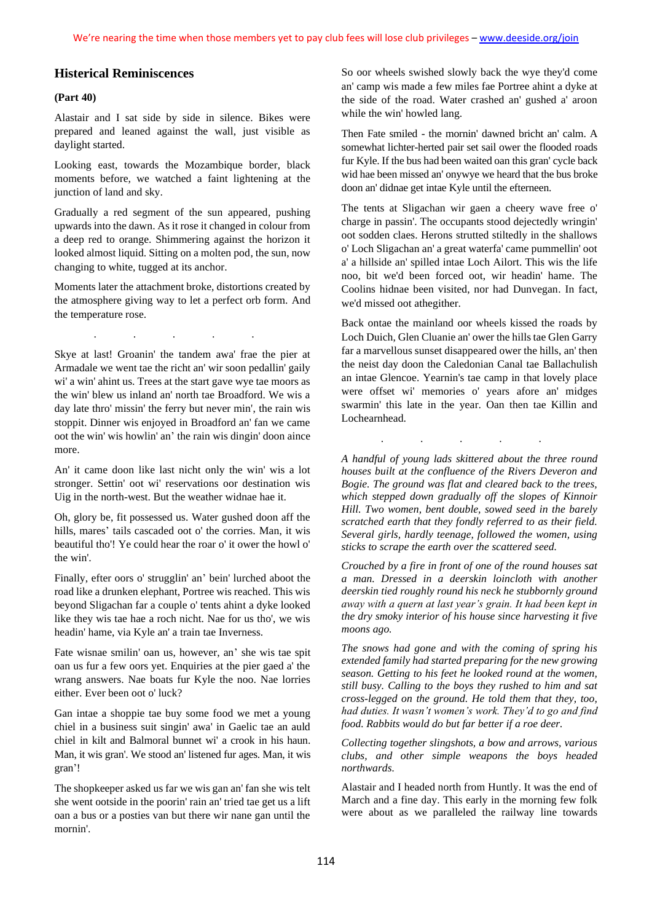## Histerical Reminiscences

**(Part 40)**

Alastair and I sat side by side in silence. Bikes were prepared and leaned against the wall, just visible as daylight started.

Looking east, towards the Mozambique border, black moments before, we watched a faint lightening at the junction of land and sky.

Gradually a red segment of the sun appeared, pushing upwards into the dawn. As it rose it changed in colour from a deep red to orange. Shimmering against the horizon it looked almost liquid. Sitting on a molten pod, the sun, now changing to white, tugged at its anchor.

Moments later the attachment broke, distortions created by the atmosphere giving way to let a perfect orb form. And the temperature rose.

. . . . .

Skye at last! Groanin' the tandem awa' frae the pier at Armadale we went tae the richt an' wir soon pedallin' gaily wi' a win' ahint us. Trees at the start gave wye tae moors as the win' blew us inland an' north tae Broadford. We wis a day late thro' missin' the ferry but never min', the rain wis stoppit. Dinner wis enjoyed in Broadford an' fan we came oot the win' wis howlin' an' the rain wis dingin' doon aince more.

An' it came doon like last nicht only the win' wis a lot stronger. Settin' oot wi' reservations oor destination wis Uig in the north-west. But the weather widnae hae it.

Oh, glory be, fit possessed us. Water gushed doon aff the hills, mares' tails cascaded oot o' the corries. Man, it wis beautiful tho'! Ye could hear the roar o' it ower the howl o' the win'.

Finally, efter oors o' strugglin' an' bein' lurched aboot the road like a drunken elephant, Portree wis reached. This wis beyond Sligachan far a couple o' tents ahint a dyke looked like they wis tae hae a roch nicht. Nae for us tho', we wis headin' hame, via Kyle an' a train tae Inverness.

Fate wisnae smilin' oan us, however, an' she wis tae spit oan us fur a few oors yet. Enquiries at the pier gaed a' the wrang answers. Nae boats fur Kyle the noo. Nae lorries either. Ever been oot o' luck?

Gan intae a shoppie tae buy some food we met a young chiel in a business suit singin' awa' in Gaelic tae an auld chiel in kilt and Balmoral bunnet wi' a crook in his haun. Man, it wis gran'. We stood an' listened fur ages. Man, it wis gran'!

The shopkeeper asked us far we wis gan an' fan she wis telt she went ootside in the poorin' rain an' tried tae get us a lift oan a bus or a posties van but there wir nane gan until the mornin'.

So oor wheels swished slowly back the wye they'd come an' camp wis made a few miles fae Portree ahint a dyke at the side of the road. Water crashed an' gushed a' aroon while the win' howled lang.

Then Fate smiled - the mornin' dawned bricht an' calm. A somewhat lichter-herted pair set sail ower the flooded roads fur Kyle. If the bus had been waited oan this gran' cycle back wid hae been missed an' onywye we heard that the bus broke doon an' didnae get intae Kyle until the efterneen.

The tents at Sligachan wir gaen a cheery wave free o' charge in passin'. The occupants stood dejectedly wringin' oot sodden claes. Herons strutted stiltedly in the shallows o' Loch Sligachan an' a great waterfa' came pummellin' oot a' a hillside an' spilled intae Loch Ailort. This wis the life noo, bit we'd been forced oot, wir headin' hame. The Coolins hidnae been visited, nor had Dunvegan. In fact, we'd missed oot athegither.

Back ontae the mainland oor wheels kissed the roads by Loch Duich, Glen Cluanie an' ower the hills tae Glen Garry far a marvellous sunset disappeared ower the hills, an' then the neist day doon the Caledonian Canal tae Ballachulish an intae Glencoe. Yearnin's tae camp in that lovely place were offset wi' memories o' years afore an' midges swarmin' this late in the year. Oan then tae Killin and Lochearnhead.

. . . . .

*A handful of young lads skittered about the three round houses built at the confluence of the Rivers Deveron and Bogie. The ground was flat and cleared back to the trees, which stepped down gradually off the slopes of Kinnoir Hill. Two women, bent double, sowed seed in the barely scratched earth that they fondly referred to as their field. Several girls, hardly teenage, followed the women, using sticks to scrape the earth over the scattered seed.*

*Crouched by a fire in front of one of the round houses sat a man. Dressed in a deerskin loincloth with another deerskin tied roughly round his neck he stubbornly ground away with a quern at last year's grain. It had been kept in the dry smoky interior of his house since harvesting it five moons ago.*

*The snows had gone and with the coming of spring his extended family had started preparing for the new growing season. Getting to his feet he looked round at the women, still busy. Calling to the boys they rushed to him and sat cross-legged on the ground. He told them that they, too, had duties. It wasn't women's work. They'd to go and find food. Rabbits would do but far better if a roe deer.*

*Collecting together slingshots, a bow and arrows, various clubs, and other simple weapons the boys headed northwards.*

Alastair and I headed north from Huntly. It was the end of March and a fine day. This early in the morning few folk were about as we paralleled the railway line towards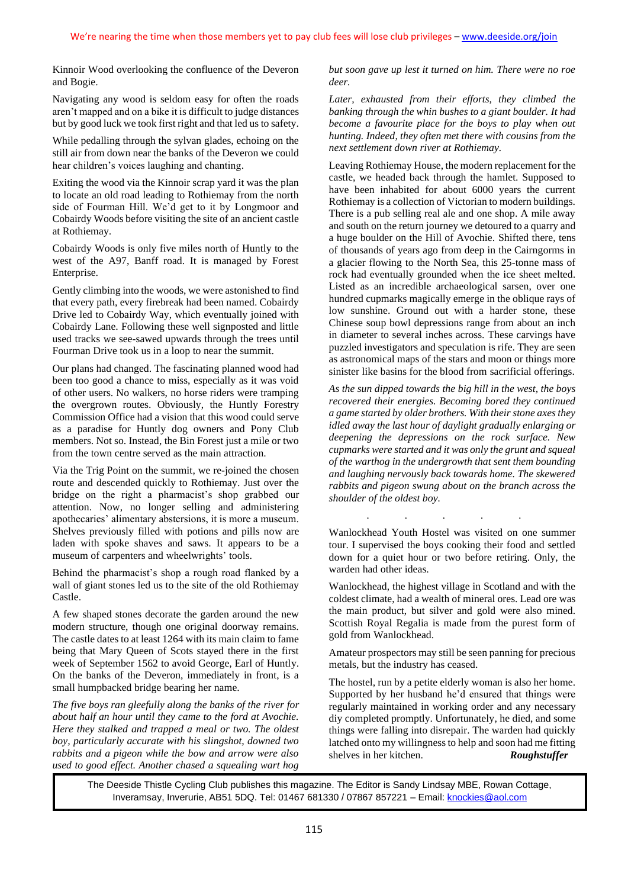We're nearing the time when those members yet to pay club fees will lose club privileges – www.deeside.org/join

Kinnoir Wood overlooking the confluence of the Deveron and Bogie.

Navigating any wood is seldom easy for often the roads aren't mapped and on a bike it is difficult to judge distances but by good luck we took first right and that led us to safety.

While pedalling through the sylvan glades, echoing on the still air from down near the banks of the Deveron we could hear children's voices laughing and chanting.

Exiting the wood via the Kinnoir scrap yard it was the plan to locate an old road leading to Rothiemay from the north side of Fourman Hill. We'd get to it by Longmoor and Cobairdy Woods before visiting the site of an ancient castle at Rothiemay.

Cobairdy Woods is only five miles north of Huntly to the west of the A97, Banff road. It is managed by Forest Enterprise.

Gently climbing into the woods, we were astonished to find that every path, every firebreak had been named. Cobairdy Drive led to Cobairdy Way, which eventually joined with Cobairdy Lane. Following these well signposted and little used tracks we see-sawed upwards through the trees until Fourman Drive took us in a loop to near the summit.

Our plans had changed. The fascinating planned wood had been too good a chance to miss, especially as it was void of other users. No walkers, no horse riders were tramping the overgrown routes. Obviously, the Huntly Forestry Commission Office had a vision that this wood could serve as a paradise for Huntly dog owners and Pony Club members. Not so. Instead, the Bin Forest just a mile or two from the town centre served as the main attraction.

Via the Trig Point on the summit, we re-joined the chosen route and descended quickly to Rothiemay. Just over the bridge on the right a pharmacist's shop grabbed our attention. Now, no longer selling and administering apothecaries' alimentary abstersions, it is more a museum. Shelves previously filled with potions and pills now are laden with spoke shaves and saws. It appears to be a museum of carpenters and wheelwrights' tools.

Behind the pharmacist's shop a rough road flanked by a wall of giant stones led us to the site of the old Rothiemay Castle.

A few shaped stones decorate the garden around the new modern structure, though one original doorway remains. The castle dates to at least 1264 with its main claim to fame being that Mary Queen of Scots stayed there in the first week of September 1562 to avoid George, Earl of Huntly. On the banks of the Deveron, immediately in front, is a small humpbacked bridge bearing her name.

*The five boys ran gleefully along the banks of the river for about half an hour until they came to the ford at Avochie. Here they stalked and trapped a meal or two. The oldest boy, particularly accurate with his slingshot, downed two rabbits and a pigeon while the bow and arrow were also used to good effect. Another chased a squealing wart hog but soon gave up lest it turned on him. There were no roe deer.*

*Later, exhausted from their efforts, they climbed the banking through the whin bushes to a giant boulder. It had become a favourite place for the boys to play when out hunting. Indeed, they often met there with cousins from the next settlement down river at Rothiemay.*

Leaving Rothiemay House, the modern replacement for the castle, we headed back through the hamlet. Supposed to have been inhabited for about 6000 years the current Rothiemay is a collection of Victorian to modern buildings. There is a pub selling real ale and one shop. A mile away and south on the return journey we detoured to a quarry and a huge boulder on the Hill of Avochie. Shifted there, tens of thousands of years ago from deep in the Cairngorms in a glacier flowing to the North Sea, this 25-tonne mass of rock had eventually grounded when the ice sheet melted. Listed as an incredible archaeological sarsen, over one hundred cupmarks magically emerge in the oblique rays of low sunshine. Ground out with a harder stone, these Chinese soup bowl depressions range from about an inch in diameter to several inches across. These carvings have puzzled investigators and speculation is rife. They are seen as astronomical maps of the stars and moon or things more sinister like basins for the blood from sacrificial offerings.

*As the sun dipped towards the big hill in the west, the boys recovered their energies. Becoming bored they continued a game started by older brothers. With their stone axes they idled away the last hour of daylight gradually enlarging or deepening the depressions on the rock surface. New cupmarks were started and it was only the grunt and squeal of the warthog in the undergrowth that sent them bounding and laughing nervously back towards home. The skewered rabbits and pigeon swung about on the branch across the shoulder of the oldest boy.*

. . . . .

Wanlockhead Youth Hostel was visited on one summer tour. I supervised the boys cooking their food and settled down for a quiet hour or two before retiring. Only, the warden had other ideas.

Wanlockhead, the highest village in Scotland and with the coldest climate, had a wealth of mineral ores. Lead ore was the main product, but silver and gold were also mined. Scottish Royal Regalia is made from the purest form of gold from Wanlockhead.

Amateur prospectors may still be seen panning for precious metals, but the industry has ceased.

The hostel, run by a petite elderly woman is also her home. Supported by her husband he'd ensured that things were regularly maintained in working order and any necessary diy completed promptly. Unfortunately, he died, and some things were falling into disrepair. The warden had quickly latched onto my willingness to help and soon had me fitting shelves in her kitchen.

***Roughstuffer***

The Deeside Thistle Cycling Club publishes this magazine. The Editor is Sandy Lindsay MBE, Rowan Cottage, Inveramsay, Inverurie, AB51 5DQ. Tel: 01467 681330 / 07867 857221 – Email: knockies@aol.com